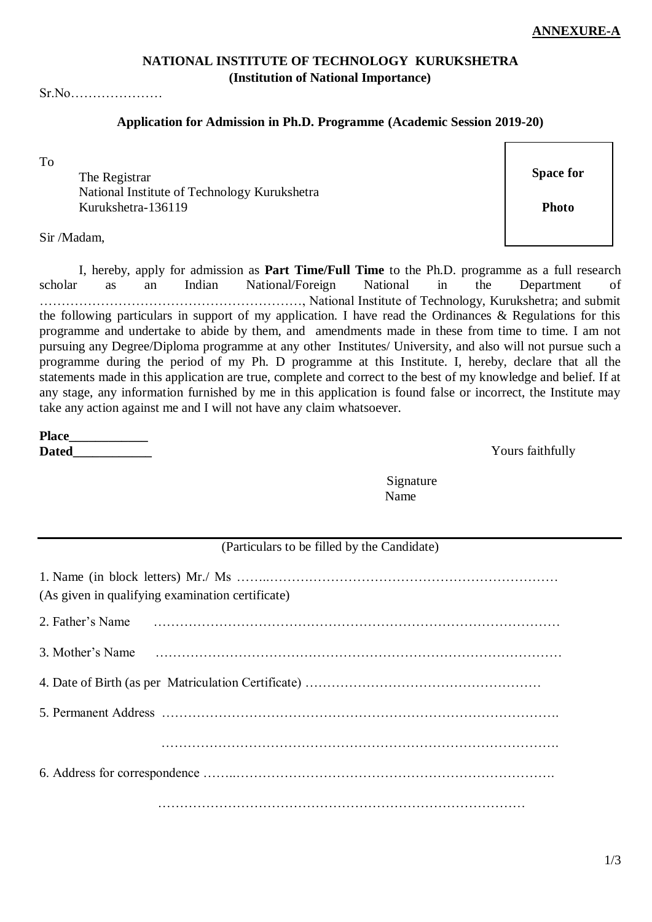**ANNEXURE-A**

## NATIONAL INSTITUTE OF TECHNOLOGY KURUKSHETRA

**(Institution of National Importance)**

Sr.No…………………

### Application for Admission in Ph.D. Programme (Academic Session 2019-20)

To

The Registrar
National Institute of Technology Kurukshetra
Kurukshetra-136119

**Space for Photo**

Sir /Madam,

I, hereby, apply for admission as **Part Time/Full Time** to the Ph.D. programme as a full research scholar as an Indian National/Foreign National in the Department of ……………………………………………………, National Institute of Technology, Kurukshetra; and submit the following particulars in support of my application. I have read the Ordinances & Regulations for this programme and undertake to abide by them, and amendments made in these from time to time. I am not pursuing any Degree/Diploma programme at any other Institutes/ University, and also will not pursue such a programme during the period of my Ph. D programme at this Institute. I, hereby, declare that all the statements made in this application are true, complete and correct to the best of my knowledge and belief. If at any stage, any information furnished by me in this application is found false or incorrect, the Institute may take any action against me and I will not have any claim whatsoever.

**Place____________**
**Dated____________**

Yours faithfully

Signature
Name

---

(Particulars to be filled by the Candidate)

1. Name (in block letters) Mr./ Ms ……..…………………………………………………………
(As given in qualifying examination certificate)

2. Father's Name ………………………………………………………………………………

3. Mother's Name ………………………………………………………………………………

4. Date of Birth (as per Matriculation Certificate) ………………………………………………

5. Permanent Address …………………………………………………………………………….
…………………………………………………………………………….

6. Address for correspondence ……..…………………………………………………………….
…………………………………………………………………………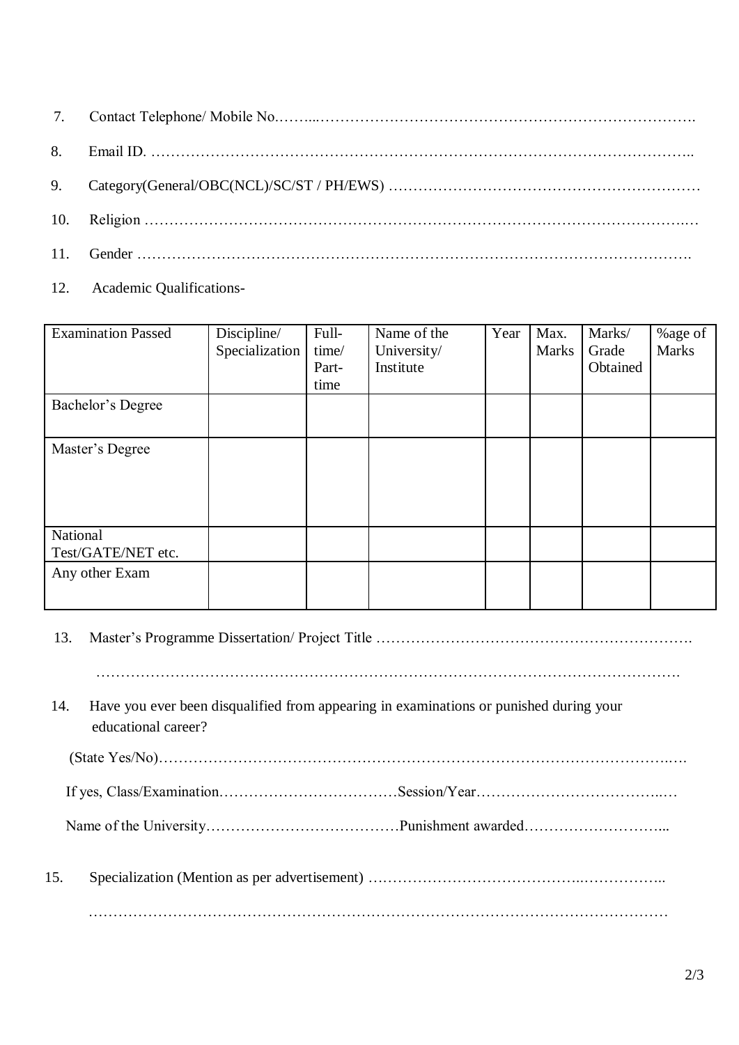7. Contact Telephone/ Mobile No.……..…………………………………………………………………….

8. Email ID. ………………………………………………………………………………………………..

9. Category(General/OBC(NCL)/SC/ST / PH/EWS) ……………………………………………………

10. Religion ……………………………………………………………………………………………..…

11. Gender ……………………………………………………………………………………………….

12. Academic Qualifications-

| Examination Passed | Discipline/ Specialization | Full-time/ Part-time | Name of the University/ Institute | Year | Max. Marks | Marks/ Grade Obtained | %age of Marks |
|---|---|---|---|---|---|---|---|
| Bachelor's Degree | | | | | | | |
| Master's Degree | | | | | | | |
| National Test/GATE/NET etc. | | | | | | | |
| Any other Exam | | | | | | | |

13. Master's Programme Dissertation/ Project Title ……………………………………………………….

……………………………………………………………………………………………………….

14. Have you ever been disqualified from appearing in examinations or punished during your educational career?

(State Yes/No)……………………………………………………………………………………..….

If yes, Class/Examination………………………………Session/Year……………………………..…

Name of the University…………………………………Punishment awarded………………………...

15. Specialization (Mention as per advertisement) …………………………………..……………..

…………………………………………………………………………………………………………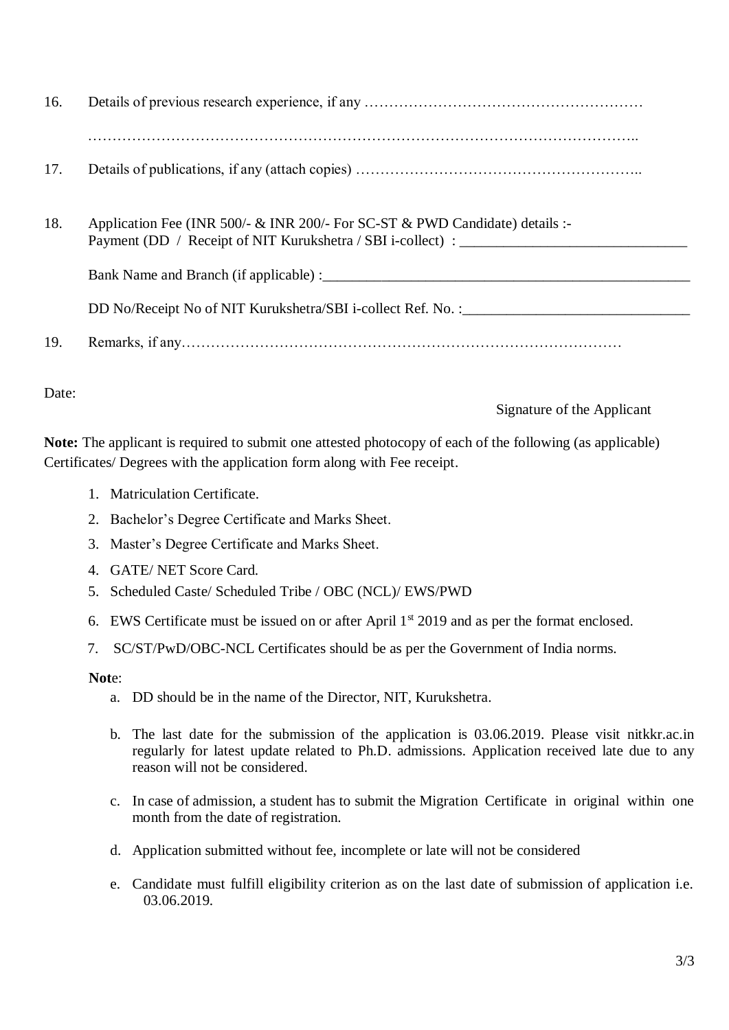16. Details of previous research experience, if any …………………………………………………

    …………………………………………………………………………………………………..

17. Details of publications, if any (attach copies) …………………………………………………..

18. Application Fee (INR 500/- & INR 200/- For SC-ST & PWD Candidate) details :-
    Payment (DD / Receipt of NIT Kurukshetra / SBI i-collect) : ______________________________

    Bank Name and Branch (if applicable) :___________________________________________________

    DD No/Receipt No of NIT Kurukshetra/SBI i-collect Ref. No. :______________________________

19. Remarks, if any…………………………………………………………………………………

Date:

Signature of the Applicant

**Note:** The applicant is required to submit one attested photocopy of each of the following (as applicable) Certificates/ Degrees with the application form along with Fee receipt.

1. Matriculation Certificate.
2. Bachelor's Degree Certificate and Marks Sheet.
3. Master's Degree Certificate and Marks Sheet.
4. GATE/ NET Score Card.
5. Scheduled Caste/ Scheduled Tribe / OBC (NCL)/ EWS/PWD
6. EWS Certificate must be issued on or after April 1st 2019 and as per the format enclosed.
7. SC/ST/PwD/OBC-NCL Certificates should be as per the Government of India norms.

**Not**e:

a. DD should be in the name of the Director, NIT, Kurukshetra.

b. The last date for the submission of the application is 03.06.2019. Please visit nitkkr.ac.in regularly for latest update related to Ph.D. admissions. Application received late due to any reason will not be considered.

c. In case of admission, a student has to submit the Migration Certificate in original within one month from the date of registration.

d. Application submitted without fee, incomplete or late will not be considered

e. Candidate must fulfill eligibility criterion as on the last date of submission of application i.e. 03.06.2019.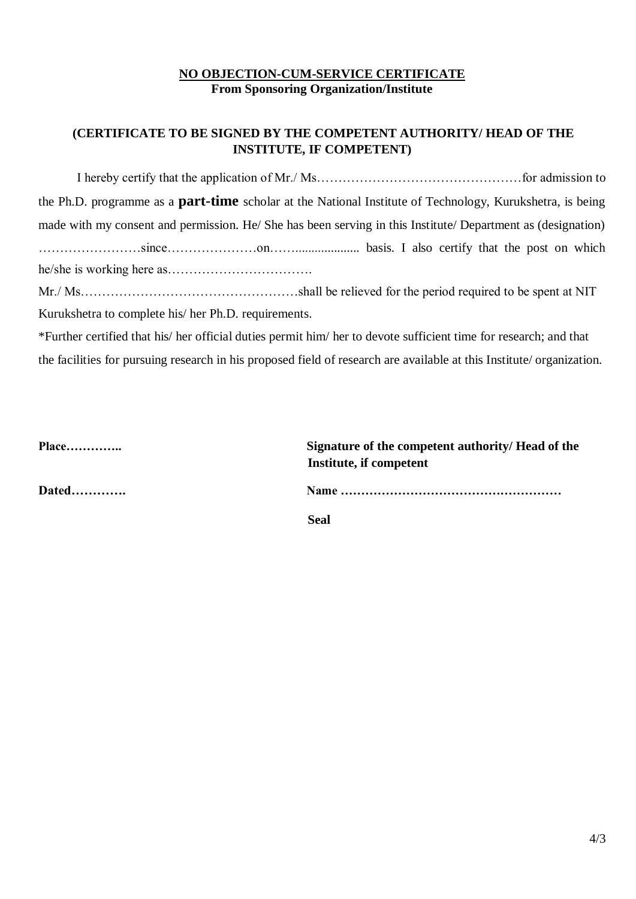**<u>NO OBJECTION-CUM-SERVICE CERTIFICATE</u>**
**From Sponsoring Organization/Institute**

**(CERTIFICATE TO BE SIGNED BY THE COMPETENT AUTHORITY/ HEAD OF THE INSTITUTE, IF COMPETENT)**

I hereby certify that the application of Mr./ Ms…………………………………………for admission to the Ph.D. programme as a **part-time** scholar at the National Institute of Technology, Kurukshetra, is being made with my consent and permission. He/ She has been serving in this Institute/ Department as (designation) ……………………since…………………on……................... basis. I also certify that the post on which he/she is working here as…………………………….

Mr./ Ms……………………………………………shall be relieved for the period required to be spent at NIT Kurukshetra to complete his/ her Ph.D. requirements.

*Further certified that his/ her official duties permit him/ her to devote sufficient time for research; and that the facilities for pursuing research in his proposed field of research are available at this Institute/ organization.

**Place…………..**

**Signature of the competent authority/ Head of the Institute, if competent**

**Dated………….**

**Name ………………………………………………**

**Seal**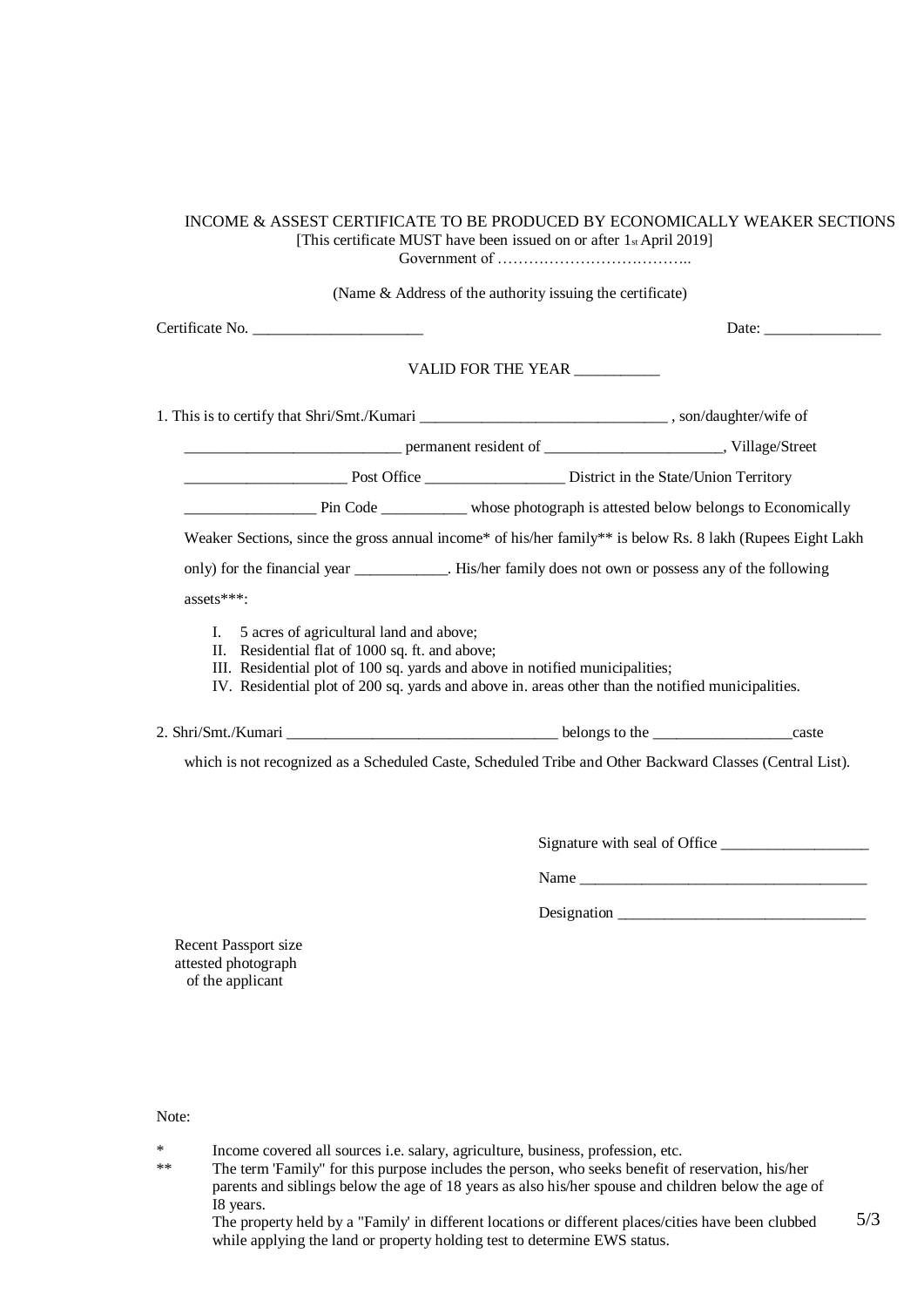INCOME & ASSEST CERTIFICATE TO BE PRODUCED BY ECONOMICALLY WEAKER SECTIONS
[This certificate MUST have been issued on or after 1st April 2019]
Government of ………………………………..

(Name & Address of the authority issuing the certificate)

Certificate No. ______________________ Date: _______________

VALID FOR THE YEAR ___________

1. This is to certify that Shri/Smt./Kumari ________________________________ , son/daughter/wife of ____________________________ permanent resident of _______________________, Village/Street _____________________ Post Office __________________ District in the State/Union Territory _________________ Pin Code ___________ whose photograph is attested below belongs to Economically Weaker Sections, since the gross annual income* of his/her family** is below Rs. 8 lakh (Rupees Eight Lakh only) for the financial year ____________. His/her family does not own or possess any of the following assets***:

   I. 5 acres of agricultural land and above;
   II. Residential flat of 1000 sq. ft. and above;
   III. Residential plot of 100 sq. yards and above in notified municipalities;
   IV. Residential plot of 200 sq. yards and above in. areas other than the notified municipalities.

2. Shri/Smt./Kumari ___________________________________ belongs to the __________________caste which is not recognized as a Scheduled Caste, Scheduled Tribe and Other Backward Classes (Central List).

Signature with seal of Office ___________________

Name _____________________________________

Designation ________________________________

Recent Passport size attested photograph of the applicant

Note:

* Income covered all sources i.e. salary, agriculture, business, profession, etc.

** The term 'Family" for this purpose includes the person, who seeks benefit of reservation, his/her parents and siblings below the age of 18 years as also his/her spouse and children below the age of I8 years.

The property held by a "Family' in different locations or different places/cities have been clubbed while applying the land or property holding test to determine EWS status.